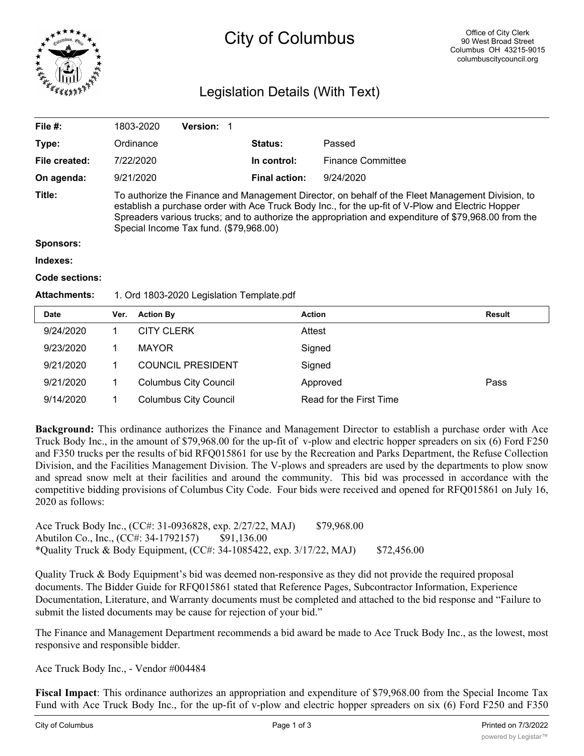# City of Columbus

Office of City Clerk
90 West Broad Street
Columbus OH 43215-9015
columbuscitycouncil.org

## Legislation Details (With Text)

| | | | |
|---|---|---|---|
| **File #:** | 1803-2020 **Version:** 1 | | |
| **Type:** | Ordinance | **Status:** | Passed |
| **File created:** | 7/22/2020 | **In control:** | Finance Committee |
| **On agenda:** | 9/21/2020 | **Final action:** | 9/24/2020 |

**Title:** To authorize the Finance and Management Director, on behalf of the Fleet Management Division, to establish a purchase order with Ace Truck Body Inc., for the up-fit of V-Plow and Electric Hopper Spreaders various trucks; and to authorize the appropriation and expenditure of $79,968.00 from the Special Income Tax fund. ($79,968.00)

**Sponsors:**

**Indexes:**

**Code sections:**

**Attachments:** 1. Ord 1803-2020 Legislation Template.pdf

| Date | Ver. | Action By | Action | Result |
|---|---|---|---|---|
| 9/24/2020 | 1 | CITY CLERK | Attest | |
| 9/23/2020 | 1 | MAYOR | Signed | |
| 9/21/2020 | 1 | COUNCIL PRESIDENT | Signed | |
| 9/21/2020 | 1 | Columbus City Council | Approved | Pass |
| 9/14/2020 | 1 | Columbus City Council | Read for the First Time | |

**Background:** This ordinance authorizes the Finance and Management Director to establish a purchase order with Ace Truck Body Inc., in the amount of $79,968.00 for the up-fit of v-plow and electric hopper spreaders on six (6) Ford F250 and F350 trucks per the results of bid RFQ015861 for use by the Recreation and Parks Department, the Refuse Collection Division, and the Facilities Management Division. The V-plows and spreaders are used by the departments to plow snow and spread snow melt at their facilities and around the community. This bid was processed in accordance with the competitive bidding provisions of Columbus City Code. Four bids were received and opened for RFQ015861 on July 16, 2020 as follows:

Ace Truck Body Inc., (CC#: 31-0936828, exp. 2/27/22, MAJ) $79,968.00
Abutilon Co., Inc., (CC#: 34-1792157) $91,136.00
*Quality Truck & Body Equipment, (CC#: 34-1085422, exp. 3/17/22, MAJ) $72,456.00

Quality Truck & Body Equipment's bid was deemed non-responsive as they did not provide the required proposal documents. The Bidder Guide for RFQ015861 stated that Reference Pages, Subcontractor Information, Experience Documentation, Literature, and Warranty documents must be completed and attached to the bid response and "Failure to submit the listed documents may be cause for rejection of your bid."

The Finance and Management Department recommends a bid award be made to Ace Truck Body Inc., as the lowest, most responsive and responsible bidder.

Ace Truck Body Inc., - Vendor #004484

**Fiscal Impact**: This ordinance authorizes an appropriation and expenditure of $79,968.00 from the Special Income Tax Fund with Ace Truck Body Inc., for the up-fit of v-plow and electric hopper spreaders on six (6) Ford F250 and F350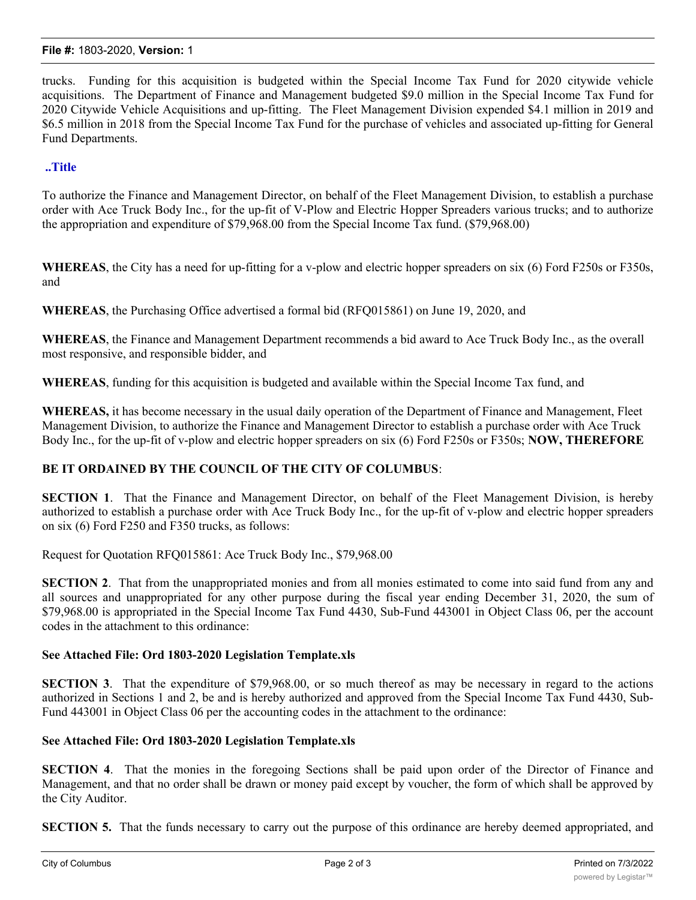trucks. Funding for this acquisition is budgeted within the Special Income Tax Fund for 2020 citywide vehicle acquisitions. The Department of Finance and Management budgeted $9.0 million in the Special Income Tax Fund for 2020 Citywide Vehicle Acquisitions and up-fitting. The Fleet Management Division expended $4.1 million in 2019 and $6.5 million in 2018 from the Special Income Tax Fund for the purchase of vehicles and associated up-fitting for General Fund Departments.

**..Title**

To authorize the Finance and Management Director, on behalf of the Fleet Management Division, to establish a purchase order with Ace Truck Body Inc., for the up-fit of V-Plow and Electric Hopper Spreaders various trucks; and to authorize the appropriation and expenditure of $79,968.00 from the Special Income Tax fund. ($79,968.00)

**WHEREAS**, the City has a need for up-fitting for a v-plow and electric hopper spreaders on six (6) Ford F250s or F350s, and

**WHEREAS**, the Purchasing Office advertised a formal bid (RFQ015861) on June 19, 2020, and

**WHEREAS**, the Finance and Management Department recommends a bid award to Ace Truck Body Inc., as the overall most responsive, and responsible bidder, and

**WHEREAS**, funding for this acquisition is budgeted and available within the Special Income Tax fund, and

**WHEREAS,** it has become necessary in the usual daily operation of the Department of Finance and Management, Fleet Management Division, to authorize the Finance and Management Director to establish a purchase order with Ace Truck Body Inc., for the up-fit of v-plow and electric hopper spreaders on six (6) Ford F250s or F350s; **NOW, THEREFORE**

**BE IT ORDAINED BY THE COUNCIL OF THE CITY OF COLUMBUS**:

**SECTION 1**. That the Finance and Management Director, on behalf of the Fleet Management Division, is hereby authorized to establish a purchase order with Ace Truck Body Inc., for the up-fit of v-plow and electric hopper spreaders on six (6) Ford F250 and F350 trucks, as follows:

Request for Quotation RFQ015861: Ace Truck Body Inc., $79,968.00

**SECTION 2**. That from the unappropriated monies and from all monies estimated to come into said fund from any and all sources and unappropriated for any other purpose during the fiscal year ending December 31, 2020, the sum of $79,968.00 is appropriated in the Special Income Tax Fund 4430, Sub-Fund 443001 in Object Class 06, per the account codes in the attachment to this ordinance:

**See Attached File: Ord 1803-2020 Legislation Template.xls**

**SECTION 3**. That the expenditure of $79,968.00, or so much thereof as may be necessary in regard to the actions authorized in Sections 1 and 2, be and is hereby authorized and approved from the Special Income Tax Fund 4430, Sub-Fund 443001 in Object Class 06 per the accounting codes in the attachment to the ordinance:

**See Attached File: Ord 1803-2020 Legislation Template.xls**

**SECTION 4**. That the monies in the foregoing Sections shall be paid upon order of the Director of Finance and Management, and that no order shall be drawn or money paid except by voucher, the form of which shall be approved by the City Auditor.

**SECTION 5.** That the funds necessary to carry out the purpose of this ordinance are hereby deemed appropriated, and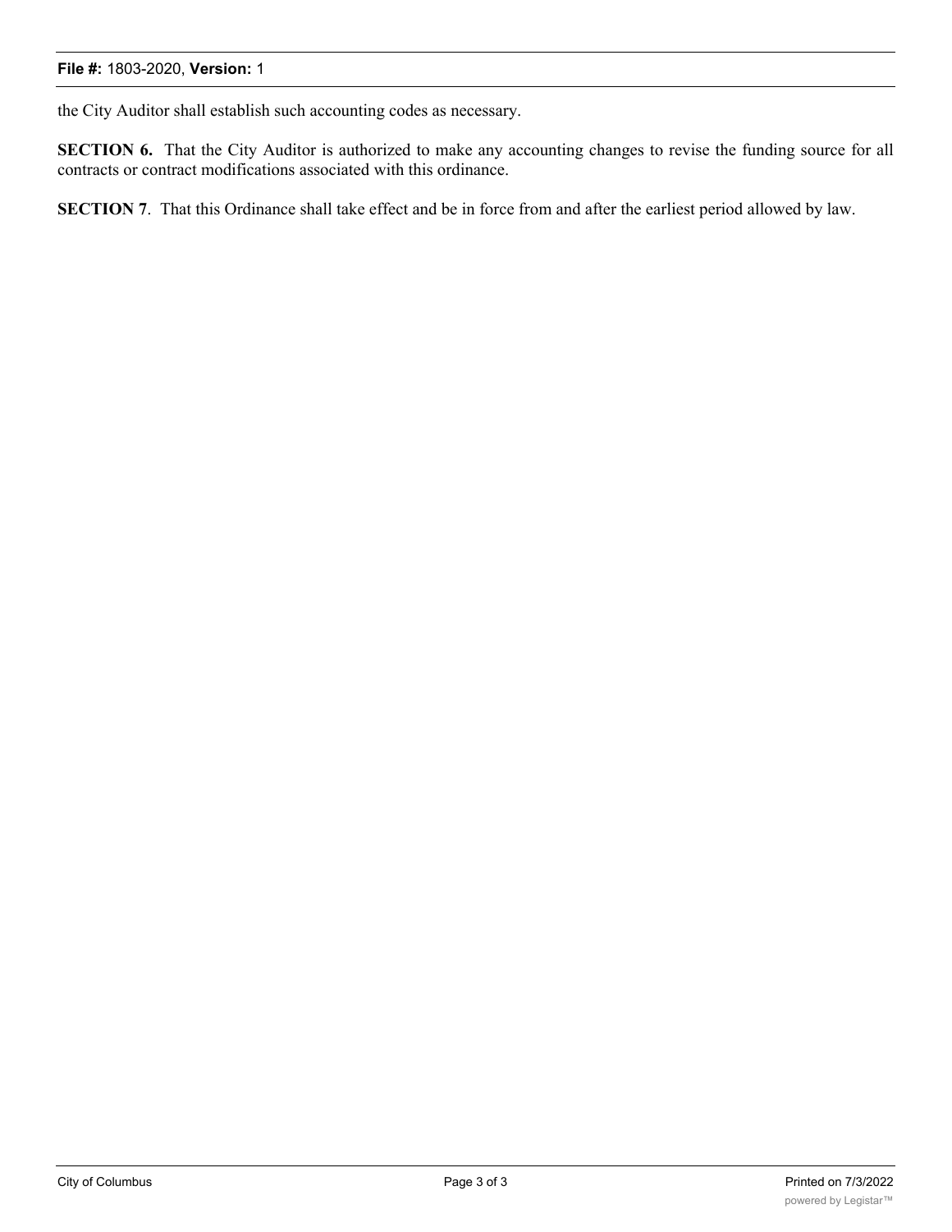the City Auditor shall establish such accounting codes as necessary.

**SECTION 6.** That the City Auditor is authorized to make any accounting changes to revise the funding source for all contracts or contract modifications associated with this ordinance.

**SECTION 7**. That this Ordinance shall take effect and be in force from and after the earliest period allowed by law.